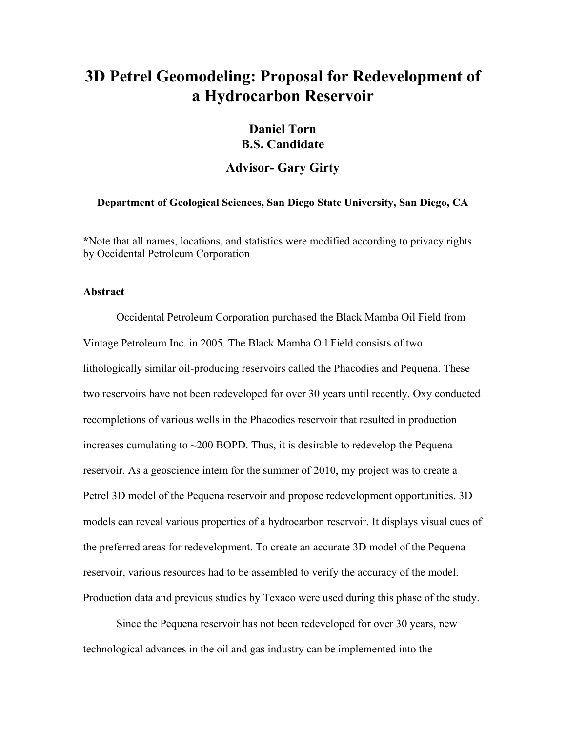# 3D Petrel Geomodeling: Proposal for Redevelopment of a Hydrocarbon Reservoir

**Daniel Torn**
**B.S. Candidate**

**Advisor- Gary Girty**

**Department of Geological Sciences, San Diego State University, San Diego, CA**

**\***Note that all names, locations, and statistics were modified according to privacy rights by Occidental Petroleum Corporation

**Abstract**

Occidental Petroleum Corporation purchased the Black Mamba Oil Field from Vintage Petroleum Inc. in 2005. The Black Mamba Oil Field consists of two lithologically similar oil-producing reservoirs called the Phacodies and Pequena. These two reservoirs have not been redeveloped for over 30 years until recently. Oxy conducted recompletions of various wells in the Phacodies reservoir that resulted in production increases cumulating to ~200 BOPD. Thus, it is desirable to redevelop the Pequena reservoir. As a geoscience intern for the summer of 2010, my project was to create a Petrel 3D model of the Pequena reservoir and propose redevelopment opportunities. 3D models can reveal various properties of a hydrocarbon reservoir. It displays visual cues of the preferred areas for redevelopment. To create an accurate 3D model of the Pequena reservoir, various resources had to be assembled to verify the accuracy of the model. Production data and previous studies by Texaco were used during this phase of the study.

Since the Pequena reservoir has not been redeveloped for over 30 years, new technological advances in the oil and gas industry can be implemented into the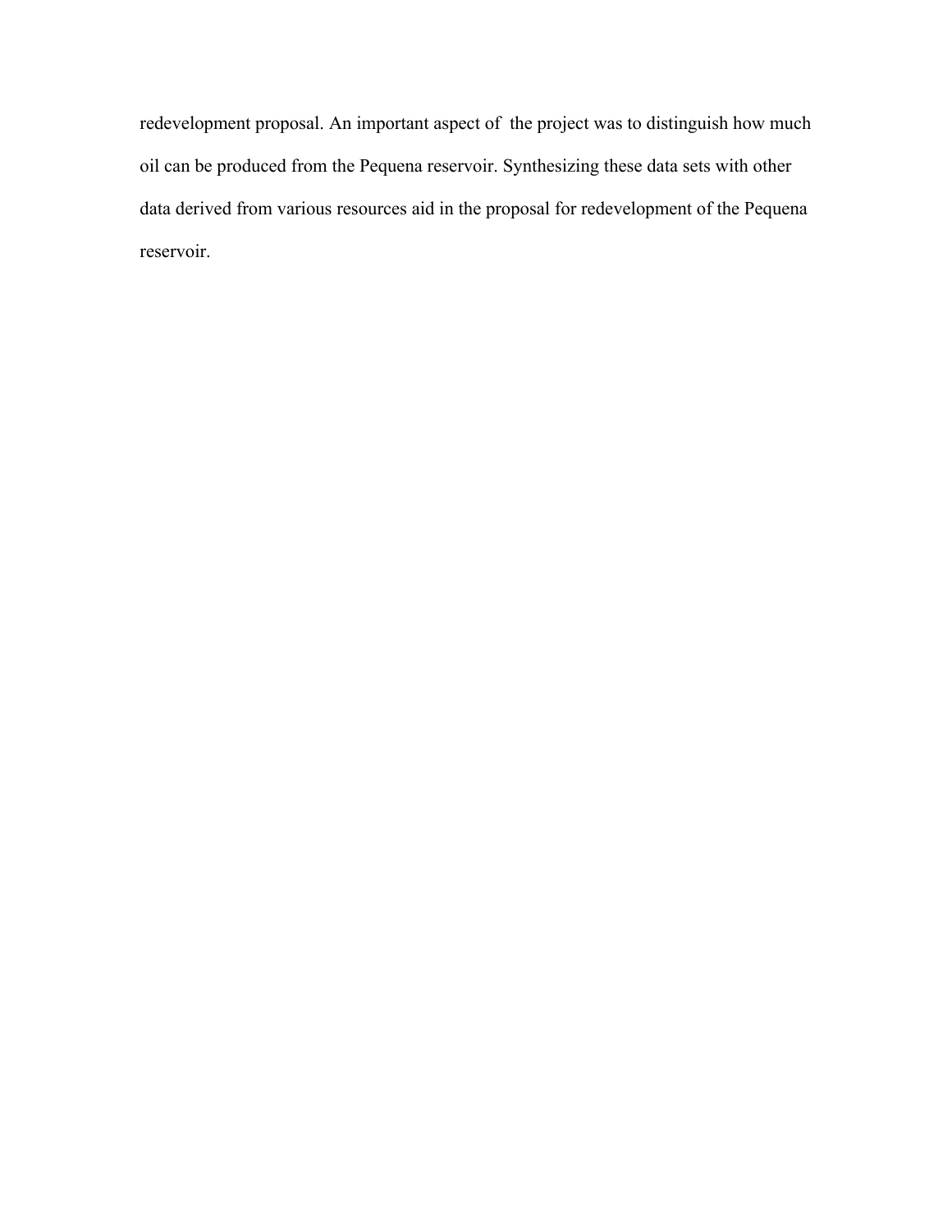redevelopment proposal. An important aspect of the project was to distinguish how much oil can be produced from the Pequena reservoir. Synthesizing these data sets with other data derived from various resources aid in the proposal for redevelopment of the Pequena reservoir.